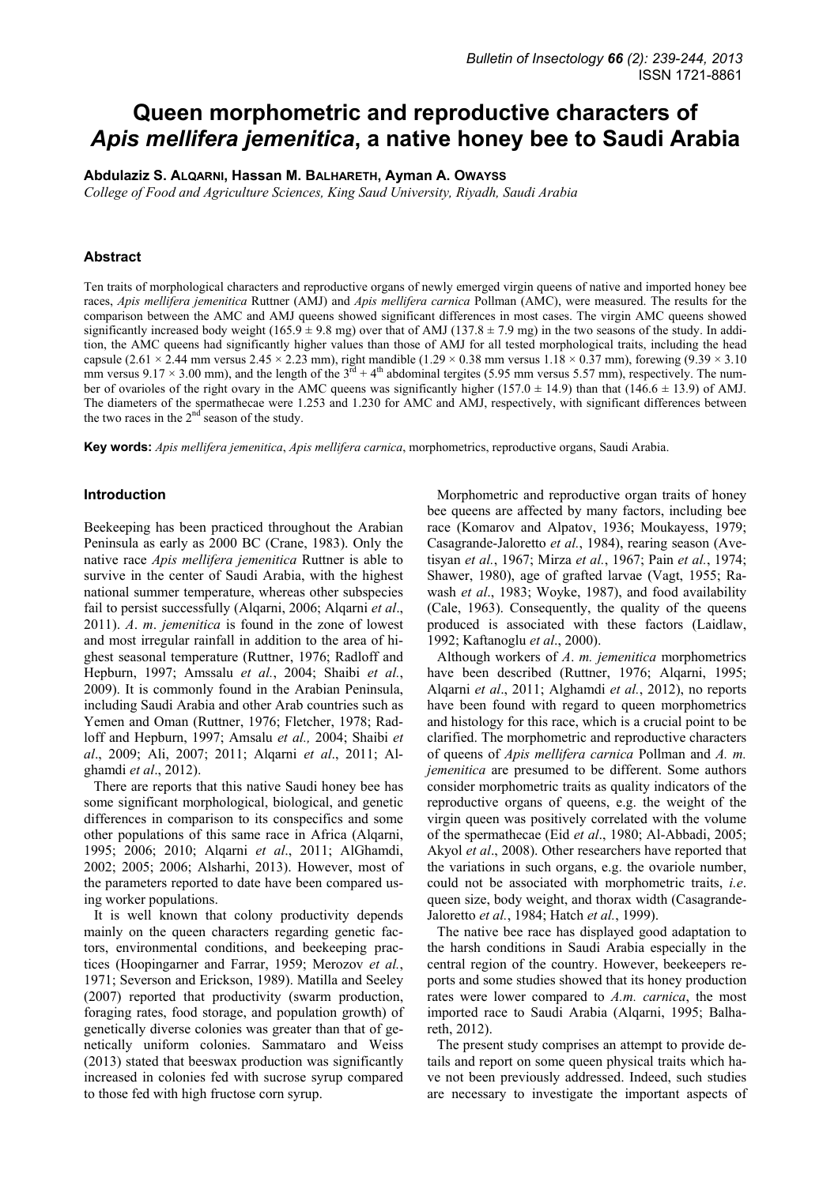# Queen morphometric and reproductive characters of *Apis mellifera jemenitica*, a native honey bee to Saudi Arabia

**Abdulaziz S. ALQARNI, Hassan M. BALHARETH, Ayman A. OWAYSS**

*College of Food and Agriculture Sciences, King Saud University, Riyadh, Saudi Arabia*

## Abstract

Ten traits of morphological characters and reproductive organs of newly emerged virgin queens of native and imported honey bee races, *Apis mellifera jemenitica* Ruttner (AMJ) and *Apis mellifera carnica* Pollman (AMC), were measured. The results for the comparison between the AMC and AMJ queens showed significant differences in most cases. The virgin AMC queens showed significantly increased body weight (165.9 ± 9.8 mg) over that of AMJ (137.8 ± 7.9 mg) in the two seasons of the study. In addition, the AMC queens had significantly higher values than those of AMJ for all tested morphological traits, including the head capsule (2.61 × 2.44 mm versus 2.45 × 2.23 mm), right mandible (1.29 × 0.38 mm versus 1.18 × 0.37 mm), forewing (9.39 × 3.10 mm versus 9.17 × 3.00 mm), and the length of the $3^{rd}$ + $4^{th}$ abdominal tergites (5.95 mm versus 5.57 mm), respectively. The number of ovarioles of the right ovary in the AMC queens was significantly higher (157.0 ± 14.9) than that (146.6 ± 13.9) of AMJ. The diameters of the spermathecae were 1.253 and 1.230 for AMC and AMJ, respectively, with significant differences between the two races in the $2^{nd}$ season of the study.

**Key words:** *Apis mellifera jemenitica*, *Apis mellifera carnica*, morphometrics, reproductive organs, Saudi Arabia.

## Introduction

Beekeeping has been practiced throughout the Arabian Peninsula as early as 2000 BC (Crane, 1983). Only the native race *Apis mellifera jemenitica* Ruttner is able to survive in the center of Saudi Arabia, with the highest national summer temperature, whereas other subspecies fail to persist successfully (Alqarni, 2006; Alqarni *et al*., 2011). *A*. *m*. *jemenitica* is found in the zone of lowest and most irregular rainfall in addition to the area of highest seasonal temperature (Ruttner, 1976; Radloff and Hepburn, 1997; Amssalu *et al.*, 2004; Shaibi *et al.*, 2009). It is commonly found in the Arabian Peninsula, including Saudi Arabia and other Arab countries such as Yemen and Oman (Ruttner, 1976; Fletcher, 1978; Radloff and Hepburn, 1997; Amsalu *et al.,* 2004; Shaibi *et al*., 2009; Ali, 2007; 2011; Alqarni *et al*., 2011; Alghamdi *et al*., 2012).

There are reports that this native Saudi honey bee has some significant morphological, biological, and genetic differences in comparison to its conspecifics and some other populations of this same race in Africa (Alqarni, 1995; 2006; 2010; Alqarni *et al*., 2011; AlGhamdi, 2002; 2005; 2006; Alsharhi, 2013). However, most of the parameters reported to date have been compared using worker populations.

It is well known that colony productivity depends mainly on the queen characters regarding genetic factors, environmental conditions, and beekeeping practices (Hoopingarner and Farrar, 1959; Merozov *et al.*, 1971; Severson and Erickson, 1989). Matilla and Seeley (2007) reported that productivity (swarm production, foraging rates, food storage, and population growth) of genetically diverse colonies was greater than that of genetically uniform colonies. Sammataro and Weiss (2013) stated that beeswax production was significantly increased in colonies fed with sucrose syrup compared to those fed with high fructose corn syrup.

Morphometric and reproductive organ traits of honey bee queens are affected by many factors, including bee race (Komarov and Alpatov, 1936; Moukayess, 1979; Casagrande-Jaloretto *et al.*, 1984), rearing season (Avetisyan *et al.*, 1967; Mirza *et al.*, 1967; Pain *et al.*, 1974; Shawer, 1980), age of grafted larvae (Vagt, 1955; Rawash *et al*., 1983; Woyke, 1987), and food availability (Cale, 1963). Consequently, the quality of the queens produced is associated with these factors (Laidlaw, 1992; Kaftanoglu *et al*., 2000).

Although workers of *A*. *m. jemenitica* morphometrics have been described (Ruttner, 1976; Alqarni, 1995; Alqarni *et al*., 2011; Alghamdi *et al.*, 2012), no reports have been found with regard to queen morphometrics and histology for this race, which is a crucial point to be clarified. The morphometric and reproductive characters of queens of *Apis mellifera carnica* Pollman and *A. m. jemenitica* are presumed to be different. Some authors consider morphometric traits as quality indicators of the reproductive organs of queens, e.g. the weight of the virgin queen was positively correlated with the volume of the spermathecae (Eid *et al*., 1980; Al-Abbadi, 2005; Akyol *et al*., 2008). Other researchers have reported that the variations in such organs, e.g. the ovariole number, could not be associated with morphometric traits, *i.e*. queen size, body weight, and thorax width (Casagrande-Jaloretto *et al.*, 1984; Hatch *et al.*, 1999).

The native bee race has displayed good adaptation to the harsh conditions in Saudi Arabia especially in the central region of the country. However, beekeepers reports and some studies showed that its honey production rates were lower compared to *A.m. carnica*, the most imported race to Saudi Arabia (Alqarni, 1995; Balhareth, 2012).

The present study comprises an attempt to provide details and report on some queen physical traits which have not been previously addressed. Indeed, such studies are necessary to investigate the important aspects of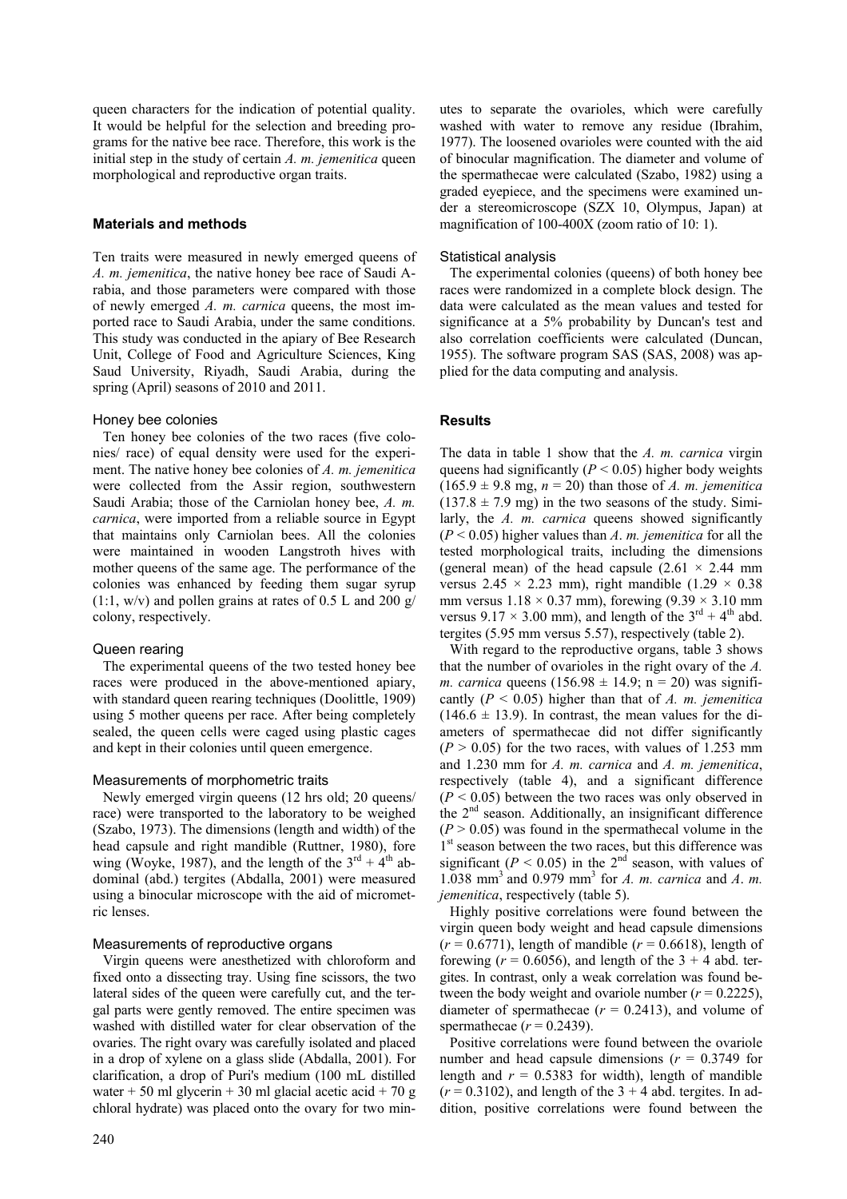queen characters for the indication of potential quality. It would be helpful for the selection and breeding programs for the native bee race. Therefore, this work is the initial step in the study of certain *A. m. jemenitica* queen morphological and reproductive organ traits.

## Materials and methods

Ten traits were measured in newly emerged queens of *A. m. jemenitica*, the native honey bee race of Saudi Arabia, and those parameters were compared with those of newly emerged *A. m. carnica* queens, the most imported race to Saudi Arabia, under the same conditions. This study was conducted in the apiary of Bee Research Unit, College of Food and Agriculture Sciences, King Saud University, Riyadh, Saudi Arabia, during the spring (April) seasons of 2010 and 2011.

### Honey bee colonies

Ten honey bee colonies of the two races (five colonies/ race) of equal density were used for the experiment. The native honey bee colonies of *A. m. jemenitica* were collected from the Assir region, southwestern Saudi Arabia; those of the Carniolan honey bee, *A. m. carnica*, were imported from a reliable source in Egypt that maintains only Carniolan bees. All the colonies were maintained in wooden Langstroth hives with mother queens of the same age. The performance of the colonies was enhanced by feeding them sugar syrup (1:1, w/v) and pollen grains at rates of 0.5 L and 200 g/ colony, respectively.

### Queen rearing

The experimental queens of the two tested honey bee races were produced in the above-mentioned apiary, with standard queen rearing techniques (Doolittle, 1909) using 5 mother queens per race. After being completely sealed, the queen cells were caged using plastic cages and kept in their colonies until queen emergence.

### Measurements of morphometric traits

Newly emerged virgin queens (12 hrs old; 20 queens/ race) were transported to the laboratory to be weighed (Szabo, 1973). The dimensions (length and width) of the head capsule and right mandible (Ruttner, 1980), fore wing (Woyke, 1987), and the length of the $3^{rd}$ + $4^{th}$ abdominal (abd.) tergites (Abdalla, 2001) were measured using a binocular microscope with the aid of micrometric lenses.

### Measurements of reproductive organs

Virgin queens were anesthetized with chloroform and fixed onto a dissecting tray. Using fine scissors, the two lateral sides of the queen were carefully cut, and the tergal parts were gently removed. The entire specimen was washed with distilled water for clear observation of the ovaries. The right ovary was carefully isolated and placed in a drop of xylene on a glass slide (Abdalla, 2001). For clarification, a drop of Puri's medium (100 mL distilled water + 50 ml glycerin + 30 ml glacial acetic acid + 70 g chloral hydrate) was placed onto the ovary for two minutes to separate the ovarioles, which were carefully washed with water to remove any residue (Ibrahim, 1977). The loosened ovarioles were counted with the aid of binocular magnification. The diameter and volume of the spermathecae were calculated (Szabo, 1982) using a graded eyepiece, and the specimens were examined under a stereomicroscope (SZX 10, Olympus, Japan) at magnification of 100-400X (zoom ratio of 10: 1).

### Statistical analysis

The experimental colonies (queens) of both honey bee races were randomized in a complete block design. The data were calculated as the mean values and tested for significance at a 5% probability by Duncan's test and also correlation coefficients were calculated (Duncan, 1955). The software program SAS (SAS, 2008) was applied for the data computing and analysis.

## Results

The data in table 1 show that the *A. m. carnica* virgin queens had significantly ($P < 0.05$) higher body weights (165.9 ± 9.8 mg, $n = 20$) than those of *A. m. jemenitica* (137.8 ± 7.9 mg) in the two seasons of the study. Similarly, the *A. m. carnica* queens showed significantly ($P < 0.05$) higher values than *A. m. jemenitica* for all the tested morphological traits, including the dimensions (general mean) of the head capsule (2.61 × 2.44 mm versus 2.45 × 2.23 mm), right mandible (1.29 × 0.38 mm versus 1.18 × 0.37 mm), forewing (9.39 × 3.10 mm versus 9.17 × 3.00 mm), and length of the $3^{rd}$ + $4^{th}$ abd. tergites (5.95 mm versus 5.57), respectively (table 2).

With regard to the reproductive organs, table 3 shows that the number of ovarioles in the right ovary of the *A. m. carnica* queens (156.98 ± 14.9; n = 20) was significantly ($P < 0.05$) higher than that of *A. m. jemenitica* (146.6 ± 13.9). In contrast, the mean values for the diameters of spermathecae did not differ significantly ($P > 0.05$) for the two races, with values of 1.253 mm and 1.230 mm for *A. m. carnica* and *A. m. jemenitica*, respectively (table 4), and a significant difference ($P < 0.05$) between the two races was only observed in the $2^{nd}$ season. Additionally, an insignificant difference ($P > 0.05$) was found in the spermathecal volume in the $1^{st}$ season between the two races, but this difference was significant ($P < 0.05$) in the $2^{nd}$ season, with values of 1.038 $mm^3$ and 0.979 $mm^3$ for *A. m. carnica* and *A. m. jemenitica*, respectively (table 5).

Highly positive correlations were found between the virgin queen body weight and head capsule dimensions ($r = 0.6771$), length of mandible ($r = 0.6618$), length of forewing ($r = 0.6056$), and length of the 3 + 4 abd. tergites. In contrast, only a weak correlation was found between the body weight and ovariole number ($r = 0.2225$), diameter of spermathecae ($r = 0.2413$), and volume of spermathecae ($r = 0.2439$).

Positive correlations were found between the ovariole number and head capsule dimensions ($r = 0.3749$ for length and $r = 0.5383$ for width), length of mandible ($r = 0.3102$), and length of the 3 + 4 abd. tergites. In addition, positive correlations were found between the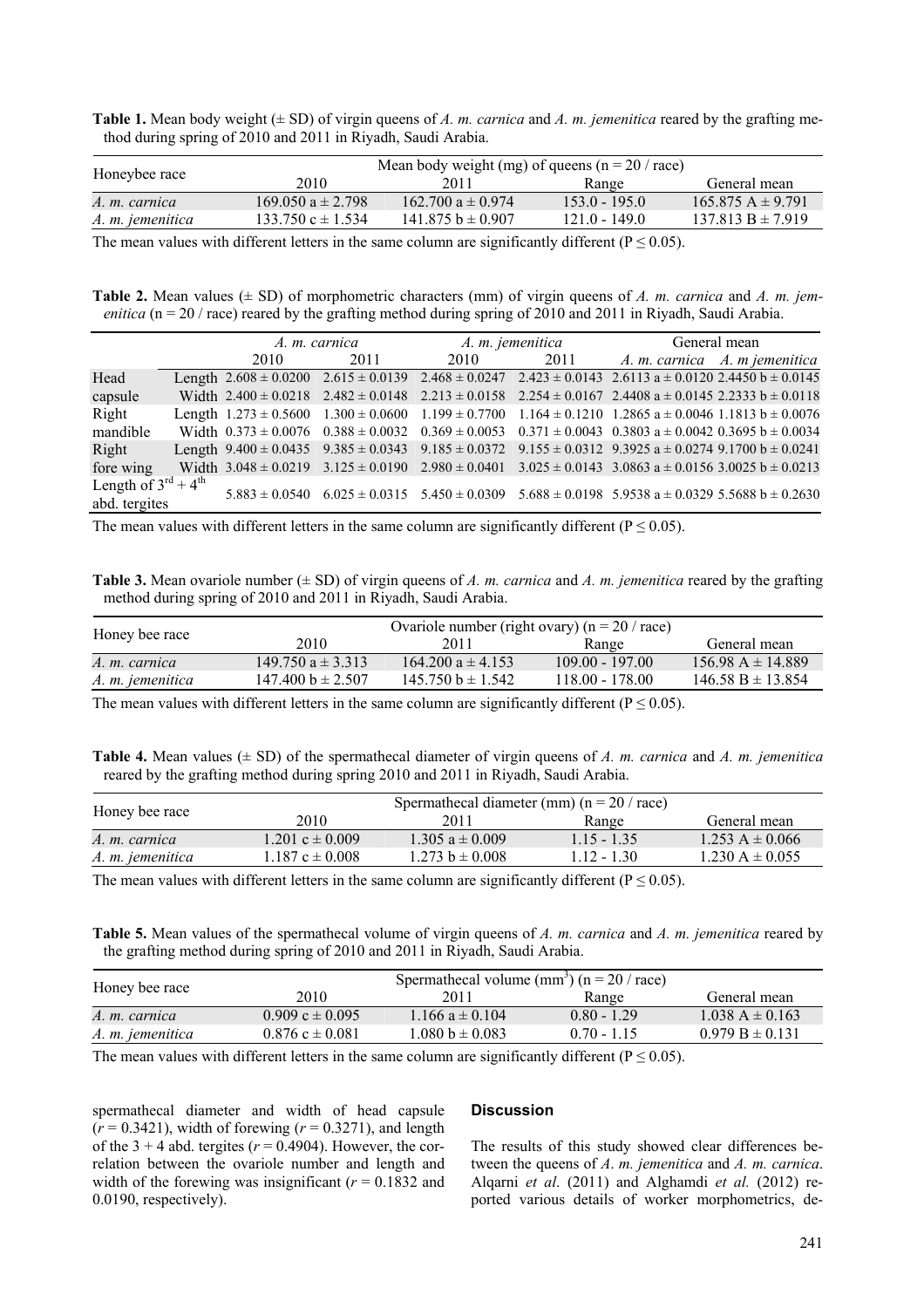**Table 1.** Mean body weight (± SD) of virgin queens of *A. m. carnica* and *A. m. jemenitica* reared by the grafting method during spring of 2010 and 2011 in Riyadh, Saudi Arabia.

| Honeybee race | Mean body weight (mg) of queens (n = 20 / race) | | | |
|---|---|---|---|---|
| | 2010 | 2011 | Range | General mean |
| *A. m. carnica* | 169.050 a ± 2.798 | 162.700 a ± 0.974 | 153.0 - 195.0 | 165.875 A ± 9.791 |
| *A. m. jemenitica* | 133.750 c ± 1.534 | 141.875 b ± 0.907 | 121.0 - 149.0 | 137.813 B ± 7.919 |

The mean values with different letters in the same column are significantly different (P ≤ 0.05).

**Table 2.** Mean values (± SD) of morphometric characters (mm) of virgin queens of *A. m. carnica* and *A. m. jemenitica* (n = 20 / race) reared by the grafting method during spring of 2010 and 2011 in Riyadh, Saudi Arabia.

| | | *A. m. carnica* | | *A. m. jemenitica* | | General mean | |
|---|---|---|---|---|---|---|---|
| | | 2010 | 2011 | 2010 | 2011 | *A. m. carnica* | *A. m jemenitica* |
| Head capsule | Length | 2.608 ± 0.0200 | 2.615 ± 0.0139 | 2.468 ± 0.0247 | 2.423 ± 0.0143 | 2.6113 a ± 0.0120 | 2.4450 b ± 0.0145 |
| | Width | 2.400 ± 0.0218 | 2.482 ± 0.0148 | 2.213 ± 0.0158 | 2.254 ± 0.0167 | 2.4408 a ± 0.0145 | 2.2333 b ± 0.0118 |
| Right mandible | Length | 1.273 ± 0.5600 | 1.300 ± 0.0600 | 1.199 ± 0.7700 | 1.164 ± 0.1210 | 1.2865 a ± 0.0046 | 1.1813 b ± 0.0076 |
| | Width | 0.373 ± 0.0076 | 0.388 ± 0.0032 | 0.369 ± 0.0053 | 0.371 ± 0.0043 | 0.3803 a ± 0.0042 | 0.3695 b ± 0.0034 |
| Right fore wing | Length | 9.400 ± 0.0435 | 9.385 ± 0.0343 | 9.185 ± 0.0372 | 9.155 ± 0.0312 | 9.3925 a ± 0.0274 | 9.1700 b ± 0.0241 |
| | Width | 3.048 ± 0.0219 | 3.125 ± 0.0190 | 2.980 ± 0.0401 | 3.025 ± 0.0143 | 3.0863 a ± 0.0156 | 3.0025 b ± 0.0213 |
| Length of 3rd + 4th abd. tergites | | 5.883 ± 0.0540 | 6.025 ± 0.0315 | 5.450 ± 0.0309 | 5.688 ± 0.0198 | 5.9538 a ± 0.0329 | 5.5688 b ± 0.2630 |

The mean values with different letters in the same column are significantly different (P ≤ 0.05).

**Table 3.** Mean ovariole number (± SD) of virgin queens of *A. m. carnica* and *A. m. jemenitica* reared by the grafting method during spring of 2010 and 2011 in Riyadh, Saudi Arabia.

| Honey bee race | Ovariole number (right ovary) (n = 20 / race) | | | |
|---|---|---|---|---|
| | 2010 | 2011 | Range | General mean |
| *A. m. carnica* | 149.750 a ± 3.313 | 164.200 a ± 4.153 | 109.00 - 197.00 | 156.98 A ± 14.889 |
| *A. m. jemenitica* | 147.400 b ± 2.507 | 145.750 b ± 1.542 | 118.00 - 178.00 | 146.58 B ± 13.854 |

The mean values with different letters in the same column are significantly different (P ≤ 0.05).

**Table 4.** Mean values (± SD) of the spermathecal diameter of virgin queens of *A. m. carnica* and *A. m. jemenitica* reared by the grafting method during spring 2010 and 2011 in Riyadh, Saudi Arabia.

| Honey bee race | Spermathecal diameter (mm) (n = 20 / race) | | | |
|---|---|---|---|---|
| | 2010 | 2011 | Range | General mean |
| *A. m. carnica* | 1.201 c ± 0.009 | 1.305 a ± 0.009 | 1.15 - 1.35 | 1.253 A ± 0.066 |
| *A. m. jemenitica* | 1.187 c ± 0.008 | 1.273 b ± 0.008 | 1.12 - 1.30 | 1.230 A ± 0.055 |

The mean values with different letters in the same column are significantly different (P ≤ 0.05).

**Table 5.** Mean values of the spermathecal volume of virgin queens of *A. m. carnica* and *A. m. jemenitica* reared by the grafting method during spring of 2010 and 2011 in Riyadh, Saudi Arabia.

| Honey bee race | Spermathecal volume ($mm^3$) (n = 20 / race) | | | |
|---|---|---|---|---|
| | 2010 | 2011 | Range | General mean |
| *A. m. carnica* | 0.909 c ± 0.095 | 1.166 a ± 0.104 | 0.80 - 1.29 | 1.038 A ± 0.163 |
| *A. m. jemenitica* | 0.876 c ± 0.081 | 1.080 b ± 0.083 | 0.70 - 1.15 | 0.979 B ± 0.131 |

The mean values with different letters in the same column are significantly different (P ≤ 0.05).

spermathecal diameter and width of head capsule ($r = 0.3421$), width of forewing ($r = 0.3271$), and length of the 3 + 4 abd. tergites ($r = 0.4904$). However, the correlation between the ovariole number and length and width of the forewing was insignificant ($r = 0.1832$ and 0.0190, respectively).

## Discussion

The results of this study showed clear differences between the queens of *A. m. jemenitica* and *A. m. carnica*. Alqarni *et al*. (2011) and Alghamdi *et al.* (2012) reported various details of worker morphometrics, de-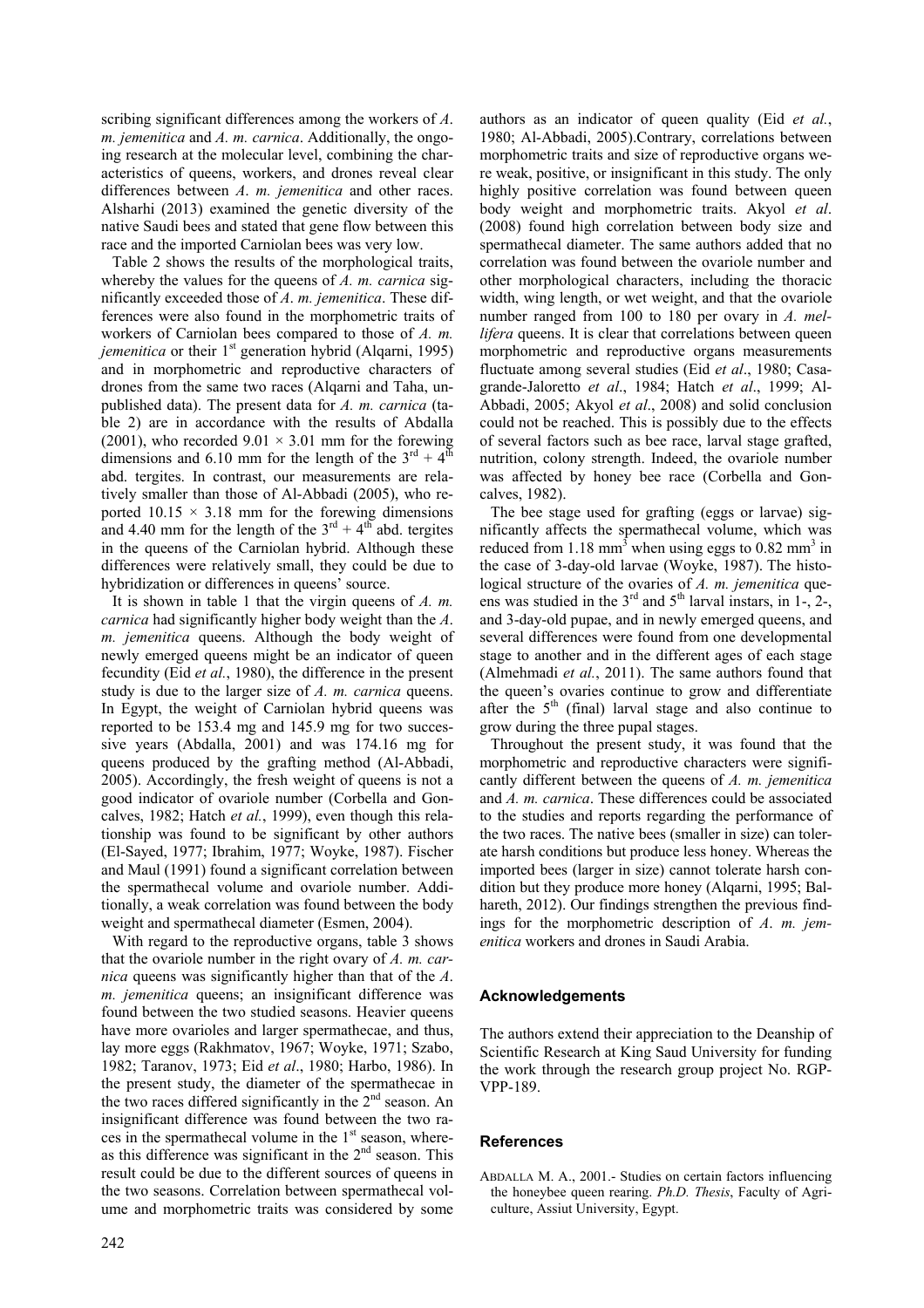scribing significant differences among the workers of *A. m. jemenitica* and *A. m. carnica*. Additionally, the ongoing research at the molecular level, combining the characteristics of queens, workers, and drones reveal clear differences between *A. m. jemenitica* and other races. Alsharhi (2013) examined the genetic diversity of the native Saudi bees and stated that gene flow between this race and the imported Carniolan bees was very low.

Table 2 shows the results of the morphological traits, whereby the values for the queens of *A. m. carnica* significantly exceeded those of *A. m. jemenitica*. These differences were also found in the morphometric traits of workers of Carniolan bees compared to those of *A. m. jemenitica* or their 1st generation hybrid (Alqarni, 1995) and in morphometric and reproductive characters of drones from the same two races (Alqarni and Taha, unpublished data). The present data for *A. m. carnica* (table 2) are in accordance with the results of Abdalla (2001), who recorded $9.01 \times 3.01$ mm for the forewing dimensions and 6.10 mm for the length of the $3^{rd} + 4^{th}$ abd. tergites. In contrast, our measurements are relatively smaller than those of Al-Abbadi (2005), who reported $10.15 \times 3.18$ mm for the forewing dimensions and 4.40 mm for the length of the $3^{rd} + 4^{th}$ abd. tergites in the queens of the Carniolan hybrid. Although these differences were relatively small, they could be due to hybridization or differences in queens' source.

It is shown in table 1 that the virgin queens of *A. m. carnica* had significantly higher body weight than the *A. m. jemenitica* queens. Although the body weight of newly emerged queens might be an indicator of queen fecundity (Eid *et al.*, 1980), the difference in the present study is due to the larger size of *A. m. carnica* queens. In Egypt, the weight of Carniolan hybrid queens was reported to be 153.4 mg and 145.9 mg for two successive years (Abdalla, 2001) and was 174.16 mg for queens produced by the grafting method (Al-Abbadi, 2005). Accordingly, the fresh weight of queens is not a good indicator of ovariole number (Corbella and Goncalves, 1982; Hatch *et al.*, 1999), even though this relationship was found to be significant by other authors (El-Sayed, 1977; Ibrahim, 1977; Woyke, 1987). Fischer and Maul (1991) found a significant correlation between the spermathecal volume and ovariole number. Additionally, a weak correlation was found between the body weight and spermathecal diameter (Esmen, 2004).

With regard to the reproductive organs, table 3 shows that the ovariole number in the right ovary of *A. m. carnica* queens was significantly higher than that of the *A. m. jemenitica* queens; an insignificant difference was found between the two studied seasons. Heavier queens have more ovarioles and larger spermathecae, and thus, lay more eggs (Rakhmatov, 1967; Woyke, 1971; Szabo, 1982; Taranov, 1973; Eid *et al*., 1980; Harbo, 1986). In the present study, the diameter of the spermathecae in the two races differed significantly in the 2nd season. An insignificant difference was found between the two races in the spermathecal volume in the 1st season, whereas this difference was significant in the 2nd season. This result could be due to the different sources of queens in the two seasons. Correlation between spermathecal volume and morphometric traits was considered by some authors as an indicator of queen quality (Eid *et al.*, 1980; Al-Abbadi, 2005).Contrary, correlations between morphometric traits and size of reproductive organs were weak, positive, or insignificant in this study. The only highly positive correlation was found between queen body weight and morphometric traits. Akyol *et al*. (2008) found high correlation between body size and spermathecal diameter. The same authors added that no correlation was found between the ovariole number and other morphological characters, including the thoracic width, wing length, or wet weight, and that the ovariole number ranged from 100 to 180 per ovary in *A. mellifera* queens. It is clear that correlations between queen morphometric and reproductive organs measurements fluctuate among several studies (Eid *et al*., 1980; Casagrande-Jaloretto *et al*., 1984; Hatch *et al*., 1999; Al-Abbadi, 2005; Akyol *et al*., 2008) and solid conclusion could not be reached. This is possibly due to the effects of several factors such as bee race, larval stage grafted, nutrition, colony strength. Indeed, the ovariole number was affected by honey bee race (Corbella and Goncalves, 1982).

The bee stage used for grafting (eggs or larvae) significantly affects the spermathecal volume, which was reduced from 1.18 mm$^3$ when using eggs to 0.82 mm$^3$ in the case of 3-day-old larvae (Woyke, 1987). The histological structure of the ovaries of *A. m. jemenitica* queens was studied in the 3rd and 5th larval instars, in 1-, 2-, and 3-day-old pupae, and in newly emerged queens, and several differences were found from one developmental stage to another and in the different ages of each stage (Almehmadi *et al.*, 2011). The same authors found that the queen's ovaries continue to grow and differentiate after the 5th (final) larval stage and also continue to grow during the three pupal stages.

Throughout the present study, it was found that the morphometric and reproductive characters were significantly different between the queens of *A. m. jemenitica* and *A. m. carnica*. These differences could be associated to the studies and reports regarding the performance of the two races. The native bees (smaller in size) can tolerate harsh conditions but produce less honey. Whereas the imported bees (larger in size) cannot tolerate harsh condition but they produce more honey (Alqarni, 1995; Balhareth, 2012). Our findings strengthen the previous findings for the morphometric description of *A. m. jemenitica* workers and drones in Saudi Arabia.

## Acknowledgements

The authors extend their appreciation to the Deanship of Scientific Research at King Saud University for funding the work through the research group project No. RGP-VPP-189.

## References

ABDALLA M. A., 2001.- Studies on certain factors influencing the honeybee queen rearing. *Ph.D. Thesis*, Faculty of Agriculture, Assiut University, Egypt.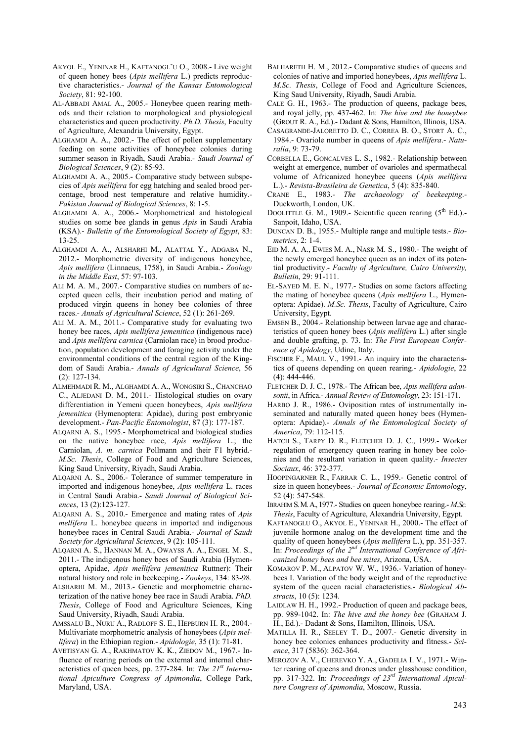AKYOL E., YENINAR H., KAFTANOGLˇU O., 2008.- Live weight of queen honey bees (*Apis mellifera* L.) predicts reproductive characteristics.- *Journal of the Kansas Entomological Society*, 81: 92-100.

AL-ABBADI AMAL A., 2005.- Honeybee queen rearing methods and their relation to morphological and physiological characteristics and queen productivity. *Ph.D. Thesis*, Faculty of Agriculture, Alexandria University, Egypt.

ALGHAMDI A. A., 2002.- The effect of pollen supplementary feeding on some activities of honeybee colonies during summer season in Riyadh, Saudi Arabia.- *Saudi Journal of Biological Sciences*, 9 (2): 85-93.

ALGHAMDI A. A., 2005.- Comparative study between subspecies of *Apis mellifera* for egg hatching and sealed brood percentage, brood nest temperature and relative humidity.- *Pakistan Journal of Biological Sciences*, 8: 1-5.

ALGHAMDI A. A., 2006.- Morphometrical and histological studies on some bee glands in genus *Apis* in Saudi Arabia (KSA).- *Bulletin of the Entomological Society of Egypt*, 83: 13-25.

ALGHAMDI A. A., ALSHARHI M., ALATTAL Y., ADGABA N., 2012.- Morphometric diversity of indigenous honeybee, *Apis mellifera* (Linnaeus, 1758), in Saudi Arabia.- *Zoology in the Middle East*, 57: 97-103.

ALI M. A. M., 2007.- Comparative studies on numbers of accepted queen cells, their incubation period and mating of produced virgin queens in honey bee colonies of three races.- *Annals of Agricultural Science*, 52 (1): 261-269.

ALI M. A. M., 2011.- Comparative study for evaluating two honey bee races, *Apis mellifera jemenitica* (indigenous race) and *Apis mellifera carnica* (Carniolan race) in brood production, population development and foraging activity under the environmental conditions of the central region of the Kingdom of Saudi Arabia.- *Annals of Agricultural Science*, 56 (2): 127-134.

ALMEHMADI R. M., ALGHAMDI A. A., WONGSIRI S., CHANCHAO C., ALJEDANI D. M., 2011.- Histological studies on ovary differentiation in Yemeni queen honeybees, *Apis mellifera jemenitica* (Hymenoptera: Apidae), during post embryonic development.- *Pan-Pacific Entomologist*, 87 (3): 177-187.

ALQARNI A. S., 1995.- Morphometrical and biological studies on the native honeybee race, *Apis mellifera* L.; the Carniolan, *A. m. carnica* Pollmann and their F1 hybrid.- *M.Sc. Thesis*, College of Food and Agriculture Sciences, King Saud University, Riyadh, Saudi Arabia.

ALQARNI A. S., 2006.- Tolerance of summer temperature in imported and indigenous honeybee, *Apis mellifera* L. races in Central Saudi Arabia.- *Saudi Journal of Biological Sciences*, 13 (2):123-127.

ALQARNI A. S., 2010.- Emergence and mating rates of *Apis mellifera* L. honeybee queens in imported and indigenous honeybee races in Central Saudi Arabia.- *Journal of Saudi Society for Agricultural Sciences*, 9 (2): 105-111.

ALQARNI A. S., HANNAN M. A., OWAYSS A. A., ENGEL M. S., 2011.- The indigenous honey bees of Saudi Arabia (Hymenoptera, Apidae, *Apis mellifera jemenitica* Ruttner): Their natural history and role in beekeeping.- *Zookeys*, 134: 83-98.

ALSHARHI M. M., 2013.- Genetic and morphometric characterization of the native honey bee race in Saudi Arabia. *PhD. Thesis*, College of Food and Agriculture Sciences, King Saud University, Riyadh, Saudi Arabia.

AMSSALU B., NURU A., RADLOFF S. E., HEPBURN H. R., 2004.- Multivariate morphometric analysis of honeybees (*Apis mellifera*) in the Ethiopian region.- *Apidologie*, 35 (1): 71-81.

AVETISYAN G. A., RAKHMATOV K. K., ZIEDOV M., 1967.- Influence of rearing periods on the external and internal characteristics of queen bees, pp. 277-284. In: *The 21st International Apiculture Congress of Apimondia*, College Park, Maryland, USA.

BALHARETH H. M., 2012.- Comparative studies of queens and colonies of native and imported honeybees, *Apis mellifera* L. *M.Sc. Thesis*, College of Food and Agriculture Sciences, King Saud University, Riyadh, Saudi Arabia.

CALE G. H., 1963.- The production of queens, package bees, and royal jelly, pp. 437-462. In: *The hive and the honeybee* (GROUT R. A., Ed.).- Dadant & Sons, Hamilton, Illinois, USA.

CASAGRANDE-JALORETTO D. C., CORREA B. O., STORT A. C., 1984.- Ovariole number in queens of *Apis mellifera*.- *Naturalia*, 9: 73-79.

CORBELLA E., GONCALVES L. S., 1982.- Relationship between weight at emergence, number of ovarioles and spermathecal volume of Africanized honeybee queens (*Apis mellifera* L.).- *Revista-Brasileira de Genetica*, 5 (4): 835-840.

CRANE E., 1983.- *The archaeology of beekeeping*.- Duckworth, London, UK.

DOOLITTLE G. M., 1909.- Scientific queen rearing (5th Ed.).- Sanpoit, Idaho, USA.

DUNCAN D. B., 1955.- Multiple range and multiple tests.- *Biometrics*, 2: 1-4.

EID M. A. A., EWIES M. A., NASR M. S., 1980.- The weight of the newly emerged honeybee queen as an index of its potential productivity.- *Faculty of Agriculture, Cairo University, Bulletin*, 29: 91-111.

EL-SAYED M. E. N., 1977.- Studies on some factors affecting the mating of honeybee queens (*Apis mellifera* L., Hymenoptera: Apidae). *M.Sc. Thesis*, Faculty of Agriculture, Cairo University, Egypt.

EMSEN B., 2004.- Relationship between larvae age and characteristics of queen honey bees (*Apis mellifera* L.) after single and double grafting, p. 73. In: *The First European Conference of Apidology*, Udine, Italy.

FISCHER F., MAUL V., 1991.- An inquiry into the characteristics of queens depending on queen rearing.- *Apidologie*, 22 (4): 444-446.

FLETCHER D. J. C., 1978.- The African bee, *Apis mellifera adansonii*, in Africa.- *Annual Review of Entomology*, 23: 151-171.

HARBO J. R., 1986.- Oviposition rates of instrumentally inseminated and naturally mated queen honey bees (Hymenoptera: Apidae).- *Annals of the Entomological Society of America*, 79: 112-115.

HATCH S., TARPY D. R., FLETCHER D. J. C., 1999.- Worker regulation of emergency queen rearing in honey bee colonies and the resultant variation in queen quality.- *Insectes Sociaux*, 46: 372-377.

HOOPINGARNER R., FARRAR C. L., 1959.- Genetic control of size in queen honeybees.- *Journal of Economic Entomol*ogy, 52 (4): 547-548.

IBRAHIM S. M. A., 1977.- Studies on queen honeybee rearing.- *M.Sc. Thesis*, Faculty of Agriculture, Alexandria University, Egypt.

KAFTANOGLU O., AKYOL E., YENINAR H., 2000.- The effect of juvenile hormone analog on the development time and the quality of queen honeybees (*Apis mellifera* L.), pp. 351-357. In: *Proceedings of the 2nd International Conference of Africanized honey bees and bee mites*, Arizona, USA.

KOMAROV P. M., ALPATOV W. W., 1936.- Variation of honeybees I. Variation of the body weight and of the reproductive system of the queen racial characteristics.- *Biological Abstracts*, 10 (5): 1234.

LAIDLAW H. H., 1992.- Production of queen and package bees, pp. 989-1042. In: *The hive and the honey bee* (GRAHAM J. H., Ed.).- Dadant & Sons, Hamilton, Illinois, USA.

MATILLA H. R., SEELEY T. D., 2007.- Genetic diversity in honey bee colonies enhances productivity and fitness.- *Science*, 317 (5836): 362-364.

MEROZOV A. V., CHEREVKO Y. A., GADELIA I. V., 1971.- Winter rearing of queens and drones under glasshouse condition, pp. 317-322. In: *Proceedings of 23rd International Apiculture Congress of Apimondia*, Moscow, Russia.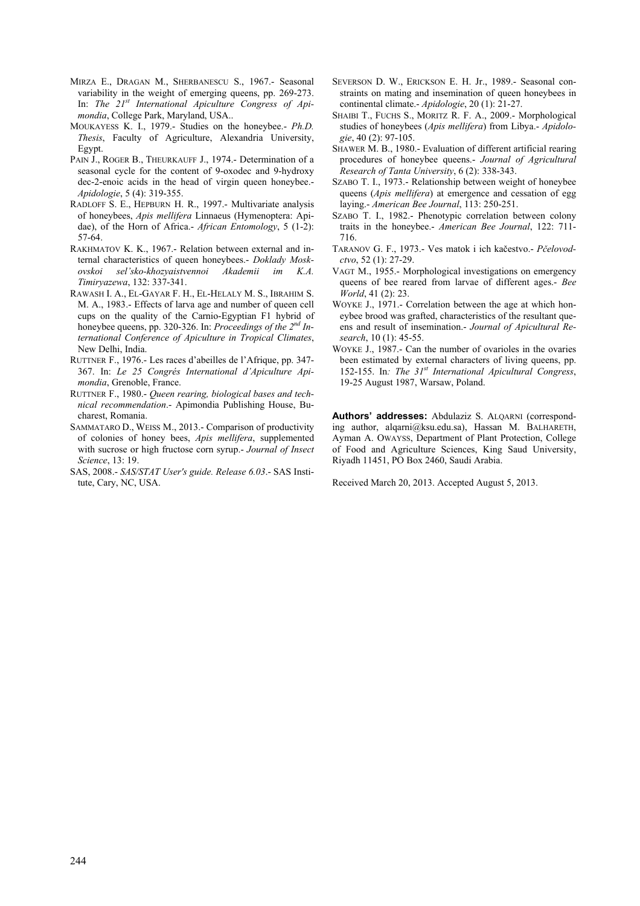MIRZA E., DRAGAN M., SHERBANESCU S., 1967.- Seasonal variability in the weight of emerging queens, pp. 269-273. In: *The 21st International Apiculture Congress of Apimondia*, College Park, Maryland, USA..

MOUKAYESS K. I., 1979.- Studies on the honeybee.- *Ph.D. Thesis*, Faculty of Agriculture, Alexandria University, Egypt.

PAIN J., ROGER B., THEURKAUFF J., 1974.- Determination of a seasonal cycle for the content of 9-oxodec and 9-hydroxy dec-2-enoic acids in the head of virgin queen honeybee.- *Apidologie*, 5 (4): 319-355.

RADLOFF S. E., HEPBURN H. R., 1997.- Multivariate analysis of honeybees, *Apis mellifera* Linnaeus (Hymenoptera: Apidae), of the Horn of Africa.- *African Entomology*, 5 (1-2): 57-64.

RAKHMATOV K. K., 1967.- Relation between external and internal characteristics of queen honeybees.- *Doklady Moskovskoi sel'sko-khozyaistvennoi Akademii im K.A. Timiryazewa*, 132: 337-341.

RAWASH I. A., EL-GAYAR F. H., EL-HELALY M. S., IBRAHIM S. M. A., 1983.- Effects of larva age and number of queen cell cups on the quality of the Carnio-Egyptian F1 hybrid of honeybee queens, pp. 320-326. In: *Proceedings of the 2nd International Conference of Apiculture in Tropical Climates*, New Delhi, India.

RUTTNER F., 1976.- Les races d'abeilles de l'Afrique, pp. 347-367. In: *Le 25 Congrés International d'Apiculture Apimondia*, Grenoble, France.

RUTTNER F., 1980.- *Queen rearing, biological bases and technical recommendation*.- Apimondia Publishing House, Bucharest, Romania.

SAMMATARO D., WEISS M., 2013.- Comparison of productivity of colonies of honey bees, *Apis mellifera*, supplemented with sucrose or high fructose corn syrup.- *Journal of Insect Science*, 13: 19.

SAS, 2008.- *SAS/STAT User's guide. Release 6.03*.- SAS Institute, Cary, NC, USA.

SEVERSON D. W., ERICKSON E. H. Jr., 1989.- Seasonal constraints on mating and insemination of queen honeybees in continental climate.- *Apidologie*, 20 (1): 21-27.

SHAIBI T., FUCHS S., MORITZ R. F. A., 2009.- Morphological studies of honeybees (*Apis mellifera*) from Libya.- *Apidologie*, 40 (2): 97-105.

SHAWER M. B., 1980.- Evaluation of different artificial rearing procedures of honeybee queens.- *Journal of Agricultural Research of Tanta University*, 6 (2): 338-343.

SZABO T. I., 1973.- Relationship between weight of honeybee queens (*Apis mellifera*) at emergence and cessation of egg laying.- *American Bee Journal*, 113: 250-251.

SZABO T. I., 1982.- Phenotypic correlation between colony traits in the honeybee.- *American Bee Journal*, 122: 711-716.

TARANOV G. F., 1973.- Ves matok i ich kačestvo.- *Pčelovodctvo*, 52 (1): 27-29.

VAGT M., 1955.- Morphological investigations on emergency queens of bee reared from larvae of different ages.- *Bee World*, 41 (2): 23.

WOYKE J., 1971.- Correlation between the age at which honeybee brood was grafted, characteristics of the resultant queens and result of insemination.- *Journal of Apicultural Research*, 10 (1): 45-55.

WOYKE J., 1987.- Can the number of ovarioles in the ovaries been estimated by external characters of living queens, pp. 152-155. In*: The 31st International Apicultural Congress*, 19-25 August 1987, Warsaw, Poland.

**Authors' addresses:** Abdulaziz S. ALQARNI (corresponding author, alqarni@ksu.edu.sa), Hassan M. BALHARETH, Ayman A. OWAYSS, Department of Plant Protection, College of Food and Agriculture Sciences, King Saud University, Riyadh 11451, PO Box 2460, Saudi Arabia.

Received March 20, 2013. Accepted August 5, 2013.